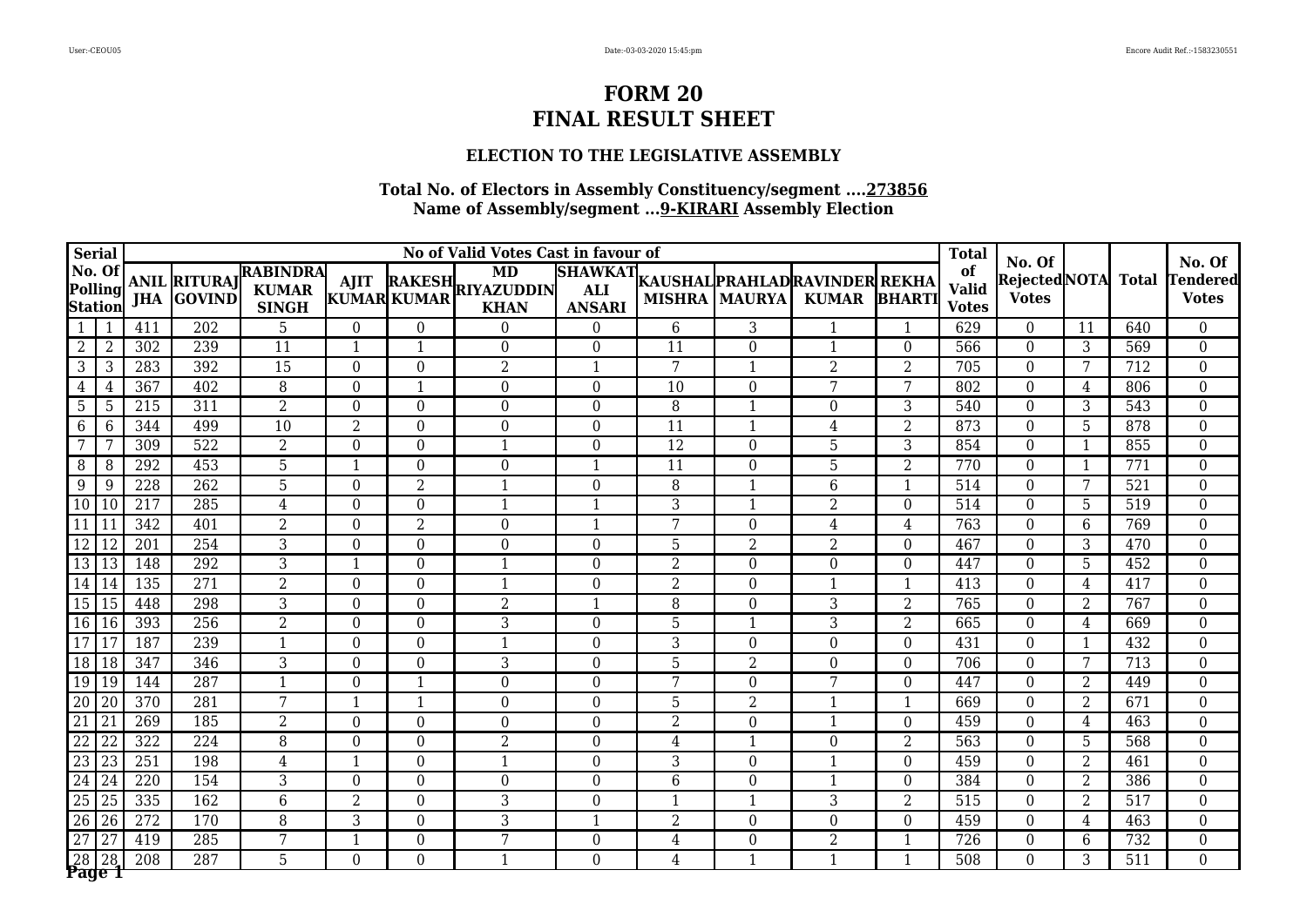# FORM 20
# FINAL RESULT SHEET

### ELECTION TO THE LEGISLATIVE ASSEMBLY

**Total No. of Electors in Assembly Constituency/segment ....273856**
**Name of Assembly/segment ...9-KIRARI Assembly Election**

| Serial No. Of Polling Station | | No of Valid Votes Cast in favour of | | | | | | | | | | | Total of Valid Votes | No. Of Rejected Votes | NOTA | Total | No. Of Tendered Votes |
|---|---|---|---|---|---|---|---|---|---|---|---|---|---|---|---|---|---|
| | | ANIL JHA | RITURAJ GOVIND | RABINDRA KUMAR SINGH | AJIT KUMAR | RAKESH KUMAR | MD RIYAZUDDIN KHAN | SHAWKAT ALI ANSARI | KAUSHAL MISHRA | PRAHLAD MAURYA | RAVINDER KUMAR | REKHA BHARTI | | | | | |
| 1 | 1 | 411 | 202 | 5 | 0 | 0 | 0 | 0 | 6 | 3 | 1 | 1 | 629 | 0 | 11 | 640 | 0 |
| 2 | 2 | 302 | 239 | 11 | 1 | 1 | 0 | 0 | 11 | 0 | 1 | 0 | 566 | 0 | 3 | 569 | 0 |
| 3 | 3 | 283 | 392 | 15 | 0 | 0 | 2 | 1 | 7 | 1 | 2 | 2 | 705 | 0 | 7 | 712 | 0 |
| 4 | 4 | 367 | 402 | 8 | 0 | 1 | 0 | 0 | 10 | 0 | 7 | 7 | 802 | 0 | 4 | 806 | 0 |
| 5 | 5 | 215 | 311 | 2 | 0 | 0 | 0 | 0 | 8 | 1 | 0 | 3 | 540 | 0 | 3 | 543 | 0 |
| 6 | 6 | 344 | 499 | 10 | 2 | 0 | 0 | 0 | 11 | 1 | 4 | 2 | 873 | 0 | 5 | 878 | 0 |
| 7 | 7 | 309 | 522 | 2 | 0 | 0 | 1 | 0 | 12 | 0 | 5 | 3 | 854 | 0 | 1 | 855 | 0 |
| 8 | 8 | 292 | 453 | 5 | 1 | 0 | 0 | 1 | 11 | 0 | 5 | 2 | 770 | 0 | 1 | 771 | 0 |
| 9 | 9 | 228 | 262 | 5 | 0 | 2 | 1 | 0 | 8 | 1 | 6 | 1 | 514 | 0 | 7 | 521 | 0 |
| 10 | 10 | 217 | 285 | 4 | 0 | 0 | 1 | 1 | 3 | 1 | 2 | 0 | 514 | 0 | 5 | 519 | 0 |
| 11 | 11 | 342 | 401 | 2 | 0 | 2 | 0 | 1 | 7 | 0 | 4 | 4 | 763 | 0 | 6 | 769 | 0 |
| 12 | 12 | 201 | 254 | 3 | 0 | 0 | 0 | 0 | 5 | 2 | 2 | 0 | 467 | 0 | 3 | 470 | 0 |
| 13 | 13 | 148 | 292 | 3 | 1 | 0 | 1 | 0 | 2 | 0 | 0 | 0 | 447 | 0 | 5 | 452 | 0 |
| 14 | 14 | 135 | 271 | 2 | 0 | 0 | 1 | 0 | 2 | 0 | 1 | 1 | 413 | 0 | 4 | 417 | 0 |
| 15 | 15 | 448 | 298 | 3 | 0 | 0 | 2 | 1 | 8 | 0 | 3 | 2 | 765 | 0 | 2 | 767 | 0 |
| 16 | 16 | 393 | 256 | 2 | 0 | 0 | 3 | 0 | 5 | 1 | 3 | 2 | 665 | 0 | 4 | 669 | 0 |
| 17 | 17 | 187 | 239 | 1 | 0 | 0 | 1 | 0 | 3 | 0 | 0 | 0 | 431 | 0 | 1 | 432 | 0 |
| 18 | 18 | 347 | 346 | 3 | 0 | 0 | 3 | 0 | 5 | 2 | 0 | 0 | 706 | 0 | 7 | 713 | 0 |
| 19 | 19 | 144 | 287 | 1 | 0 | 1 | 0 | 0 | 7 | 0 | 7 | 0 | 447 | 0 | 2 | 449 | 0 |
| 20 | 20 | 370 | 281 | 7 | 1 | 1 | 0 | 0 | 5 | 2 | 1 | 1 | 669 | 0 | 2 | 671 | 0 |
| 21 | 21 | 269 | 185 | 2 | 0 | 0 | 0 | 0 | 2 | 0 | 1 | 0 | 459 | 0 | 4 | 463 | 0 |
| 22 | 22 | 322 | 224 | 8 | 0 | 0 | 2 | 0 | 4 | 1 | 0 | 2 | 563 | 0 | 5 | 568 | 0 |
| 23 | 23 | 251 | 198 | 4 | 1 | 0 | 1 | 0 | 3 | 0 | 1 | 0 | 459 | 0 | 2 | 461 | 0 |
| 24 | 24 | 220 | 154 | 3 | 0 | 0 | 0 | 0 | 6 | 0 | 1 | 0 | 384 | 0 | 2 | 386 | 0 |
| 25 | 25 | 335 | 162 | 6 | 2 | 0 | 3 | 0 | 1 | 1 | 3 | 2 | 515 | 0 | 2 | 517 | 0 |
| 26 | 26 | 272 | 170 | 8 | 3 | 0 | 3 | 1 | 2 | 0 | 0 | 0 | 459 | 0 | 4 | 463 | 0 |
| 27 | 27 | 419 | 285 | 7 | 1 | 0 | 7 | 0 | 4 | 0 | 2 | 1 | 726 | 0 | 6 | 732 | 0 |
| 28 | 28 | 208 | 287 | 5 | 0 | 0 | 1 | 0 | 4 | 1 | 1 | 1 | 508 | 0 | 3 | 511 | 0 |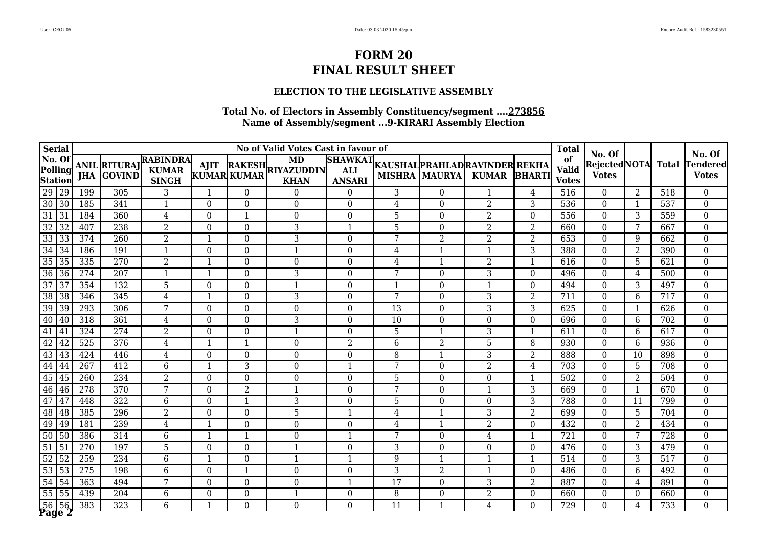# FORM 20
# FINAL RESULT SHEET

### ELECTION TO THE LEGISLATIVE ASSEMBLY

**Total No. of Electors in Assembly Constituency/segment ....273856**
**Name of Assembly/segment ...9-KIRARI Assembly Election**

| Serial No. Of Polling Station | | No of Valid Votes Cast in favour of | | | | | | | | | | | Total of Valid Votes | No. Of Rejected Votes | NOTA | Total | No. Of Tendered Votes |
|---|---|---|---|---|---|---|---|---|---|---|---|---|---|---|---|---|---|
| | | ANIL JHA | RITURAJ GOVIND | RABINDRA KUMAR SINGH | AJIT KUMAR | RAKESH KUMAR | MD RIYAZUDDIN KHAN | SHAWKAT ALI ANSARI | KAUSHAL MISHRA | PRAHLAD MAURYA | RAVINDER KUMAR | REKHA BHARTI | | | | | |
| 29 | 29 | 199 | 305 | 3 | 1 | 0 | 0 | 0 | 3 | 0 | 1 | 4 | 516 | 0 | 2 | 518 | 0 |
| 30 | 30 | 185 | 341 | 1 | 0 | 0 | 0 | 0 | 4 | 0 | 2 | 3 | 536 | 0 | 1 | 537 | 0 |
| 31 | 31 | 184 | 360 | 4 | 0 | 1 | 0 | 0 | 5 | 0 | 2 | 0 | 556 | 0 | 3 | 559 | 0 |
| 32 | 32 | 407 | 238 | 2 | 0 | 0 | 3 | 1 | 5 | 0 | 2 | 2 | 660 | 0 | 7 | 667 | 0 |
| 33 | 33 | 374 | 260 | 2 | 1 | 0 | 3 | 0 | 7 | 2 | 2 | 2 | 653 | 0 | 9 | 662 | 0 |
| 34 | 34 | 186 | 191 | 1 | 0 | 0 | 1 | 0 | 4 | 1 | 1 | 3 | 388 | 0 | 2 | 390 | 0 |
| 35 | 35 | 335 | 270 | 2 | 1 | 0 | 0 | 0 | 4 | 1 | 2 | 1 | 616 | 0 | 5 | 621 | 0 |
| 36 | 36 | 274 | 207 | 1 | 1 | 0 | 3 | 0 | 7 | 0 | 3 | 0 | 496 | 0 | 4 | 500 | 0 |
| 37 | 37 | 354 | 132 | 5 | 0 | 0 | 1 | 0 | 1 | 0 | 1 | 0 | 494 | 0 | 3 | 497 | 0 |
| 38 | 38 | 346 | 345 | 4 | 1 | 0 | 3 | 0 | 7 | 0 | 3 | 2 | 711 | 0 | 6 | 717 | 0 |
| 39 | 39 | 293 | 306 | 7 | 0 | 0 | 0 | 0 | 13 | 0 | 3 | 3 | 625 | 0 | 1 | 626 | 0 |
| 40 | 40 | 318 | 361 | 4 | 0 | 0 | 3 | 0 | 10 | 0 | 0 | 0 | 696 | 0 | 6 | 702 | 0 |
| 41 | 41 | 324 | 274 | 2 | 0 | 0 | 1 | 0 | 5 | 1 | 3 | 1 | 611 | 0 | 6 | 617 | 0 |
| 42 | 42 | 525 | 376 | 4 | 1 | 1 | 0 | 2 | 6 | 2 | 5 | 8 | 930 | 0 | 6 | 936 | 0 |
| 43 | 43 | 424 | 446 | 4 | 0 | 0 | 0 | 0 | 8 | 1 | 3 | 2 | 888 | 0 | 10 | 898 | 0 |
| 44 | 44 | 267 | 412 | 6 | 1 | 3 | 0 | 1 | 7 | 0 | 2 | 4 | 703 | 0 | 5 | 708 | 0 |
| 45 | 45 | 260 | 234 | 2 | 0 | 0 | 0 | 0 | 5 | 0 | 0 | 1 | 502 | 0 | 2 | 504 | 0 |
| 46 | 46 | 278 | 370 | 7 | 0 | 2 | 1 | 0 | 7 | 0 | 1 | 3 | 669 | 0 | 1 | 670 | 0 |
| 47 | 47 | 448 | 322 | 6 | 0 | 1 | 3 | 0 | 5 | 0 | 0 | 3 | 788 | 0 | 11 | 799 | 0 |
| 48 | 48 | 385 | 296 | 2 | 0 | 0 | 5 | 1 | 4 | 1 | 3 | 2 | 699 | 0 | 5 | 704 | 0 |
| 49 | 49 | 181 | 239 | 4 | 1 | 0 | 0 | 0 | 4 | 1 | 2 | 0 | 432 | 0 | 2 | 434 | 0 |
| 50 | 50 | 386 | 314 | 6 | 1 | 1 | 0 | 1 | 7 | 0 | 4 | 1 | 721 | 0 | 7 | 728 | 0 |
| 51 | 51 | 270 | 197 | 5 | 0 | 0 | 1 | 0 | 3 | 0 | 0 | 0 | 476 | 0 | 3 | 479 | 0 |
| 52 | 52 | 259 | 234 | 6 | 1 | 0 | 1 | 1 | 9 | 1 | 1 | 1 | 514 | 0 | 3 | 517 | 0 |
| 53 | 53 | 275 | 198 | 6 | 0 | 1 | 0 | 0 | 3 | 2 | 1 | 0 | 486 | 0 | 6 | 492 | 0 |
| 54 | 54 | 363 | 494 | 7 | 0 | 0 | 0 | 1 | 17 | 0 | 3 | 2 | 887 | 0 | 4 | 891 | 0 |
| 55 | 55 | 439 | 204 | 6 | 0 | 0 | 1 | 0 | 8 | 0 | 2 | 0 | 660 | 0 | 0 | 660 | 0 |
| 56 | 56 | 383 | 323 | 6 | 1 | 0 | 0 | 0 | 11 | 1 | 4 | 0 | 729 | 0 | 4 | 733 | 0 |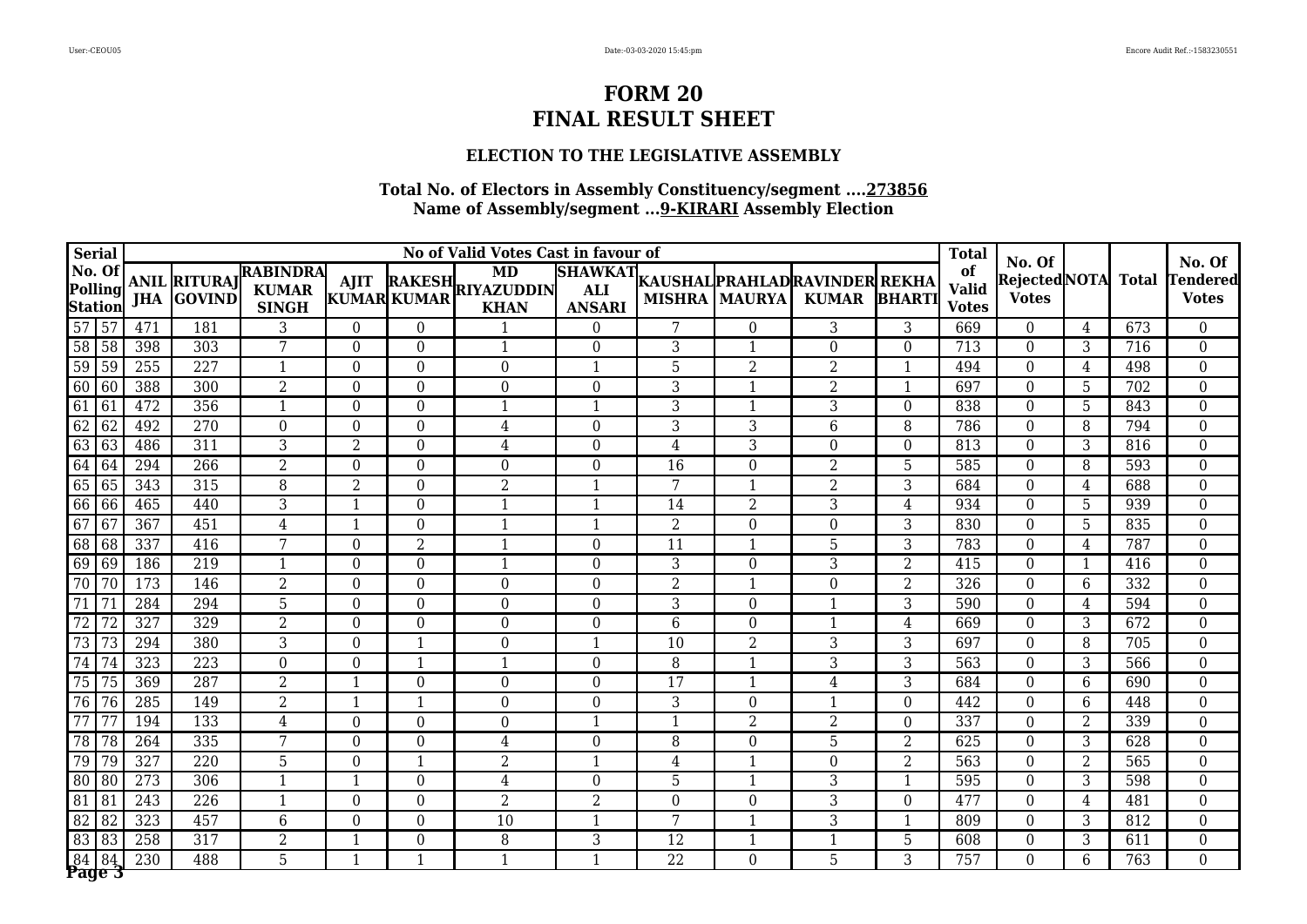# FORM 20
# FINAL RESULT SHEET

### ELECTION TO THE LEGISLATIVE ASSEMBLY

**Total No. of Electors in Assembly Constituency/segment ....273856**
**Name of Assembly/segment ...9-KIRARI Assembly Election**

| Serial No. Of Polling Station | | No of Valid Votes Cast in favour of | | | | | | | | | | | Total of Valid Votes | No. Of Rejected Votes | NOTA | Total | No. Of Tendered Votes |
|---|---|---|---|---|---|---|---|---|---|---|---|---|---|---|---|---|---|
| | | ANIL JHA | RITURAJ GOVIND | RABINDRA KUMAR SINGH | AJIT KUMAR | RAKESH KUMAR | MD RIYAZUDDIN KHAN | SHAWKAT ALI ANSARI | KAUSHAL MISHRA | PRAHLAD MAURYA | RAVINDER KUMAR | REKHA BHARTI | | | | | |
| 57 | 57 | 471 | 181 | 3 | 0 | 0 | 1 | 0 | 7 | 0 | 3 | 3 | 669 | 0 | 4 | 673 | 0 |
| 58 | 58 | 398 | 303 | 7 | 0 | 0 | 1 | 0 | 3 | 1 | 0 | 0 | 713 | 0 | 3 | 716 | 0 |
| 59 | 59 | 255 | 227 | 1 | 0 | 0 | 0 | 1 | 5 | 2 | 2 | 1 | 494 | 0 | 4 | 498 | 0 |
| 60 | 60 | 388 | 300 | 2 | 0 | 0 | 0 | 0 | 3 | 1 | 2 | 1 | 697 | 0 | 5 | 702 | 0 |
| 61 | 61 | 472 | 356 | 1 | 0 | 0 | 1 | 1 | 3 | 1 | 3 | 0 | 838 | 0 | 5 | 843 | 0 |
| 62 | 62 | 492 | 270 | 0 | 0 | 0 | 4 | 0 | 3 | 3 | 6 | 8 | 786 | 0 | 8 | 794 | 0 |
| 63 | 63 | 486 | 311 | 3 | 2 | 0 | 4 | 0 | 4 | 3 | 0 | 0 | 813 | 0 | 3 | 816 | 0 |
| 64 | 64 | 294 | 266 | 2 | 0 | 0 | 0 | 0 | 16 | 0 | 2 | 5 | 585 | 0 | 8 | 593 | 0 |
| 65 | 65 | 343 | 315 | 8 | 2 | 0 | 2 | 1 | 7 | 1 | 2 | 3 | 684 | 0 | 4 | 688 | 0 |
| 66 | 66 | 465 | 440 | 3 | 1 | 0 | 1 | 1 | 14 | 2 | 3 | 4 | 934 | 0 | 5 | 939 | 0 |
| 67 | 67 | 367 | 451 | 4 | 1 | 0 | 1 | 1 | 2 | 0 | 0 | 3 | 830 | 0 | 5 | 835 | 0 |
| 68 | 68 | 337 | 416 | 7 | 0 | 2 | 1 | 0 | 11 | 1 | 5 | 3 | 783 | 0 | 4 | 787 | 0 |
| 69 | 69 | 186 | 219 | 1 | 0 | 0 | 1 | 0 | 3 | 0 | 3 | 2 | 415 | 0 | 1 | 416 | 0 |
| 70 | 70 | 173 | 146 | 2 | 0 | 0 | 0 | 0 | 2 | 1 | 0 | 2 | 326 | 0 | 6 | 332 | 0 |
| 71 | 71 | 284 | 294 | 5 | 0 | 0 | 0 | 0 | 3 | 0 | 1 | 3 | 590 | 0 | 4 | 594 | 0 |
| 72 | 72 | 327 | 329 | 2 | 0 | 0 | 0 | 0 | 6 | 0 | 1 | 4 | 669 | 0 | 3 | 672 | 0 |
| 73 | 73 | 294 | 380 | 3 | 0 | 1 | 0 | 1 | 10 | 2 | 3 | 3 | 697 | 0 | 8 | 705 | 0 |
| 74 | 74 | 323 | 223 | 0 | 0 | 1 | 1 | 0 | 8 | 1 | 3 | 3 | 563 | 0 | 3 | 566 | 0 |
| 75 | 75 | 369 | 287 | 2 | 1 | 0 | 0 | 0 | 17 | 1 | 4 | 3 | 684 | 0 | 6 | 690 | 0 |
| 76 | 76 | 285 | 149 | 2 | 1 | 1 | 0 | 0 | 3 | 0 | 1 | 0 | 442 | 0 | 6 | 448 | 0 |
| 77 | 77 | 194 | 133 | 4 | 0 | 0 | 0 | 1 | 1 | 2 | 2 | 0 | 337 | 0 | 2 | 339 | 0 |
| 78 | 78 | 264 | 335 | 7 | 0 | 0 | 4 | 0 | 8 | 0 | 5 | 2 | 625 | 0 | 3 | 628 | 0 |
| 79 | 79 | 327 | 220 | 5 | 0 | 1 | 2 | 1 | 4 | 1 | 0 | 2 | 563 | 0 | 2 | 565 | 0 |
| 80 | 80 | 273 | 306 | 1 | 1 | 0 | 4 | 0 | 5 | 1 | 3 | 1 | 595 | 0 | 3 | 598 | 0 |
| 81 | 81 | 243 | 226 | 1 | 0 | 0 | 2 | 2 | 0 | 0 | 3 | 0 | 477 | 0 | 4 | 481 | 0 |
| 82 | 82 | 323 | 457 | 6 | 0 | 0 | 10 | 1 | 7 | 1 | 3 | 1 | 809 | 0 | 3 | 812 | 0 |
| 83 | 83 | 258 | 317 | 2 | 1 | 0 | 8 | 3 | 12 | 1 | 1 | 5 | 608 | 0 | 3 | 611 | 0 |
| 84 | 84 | 230 | 488 | 5 | 1 | 1 | 1 | 1 | 22 | 0 | 5 | 3 | 757 | 0 | 6 | 763 | 0 |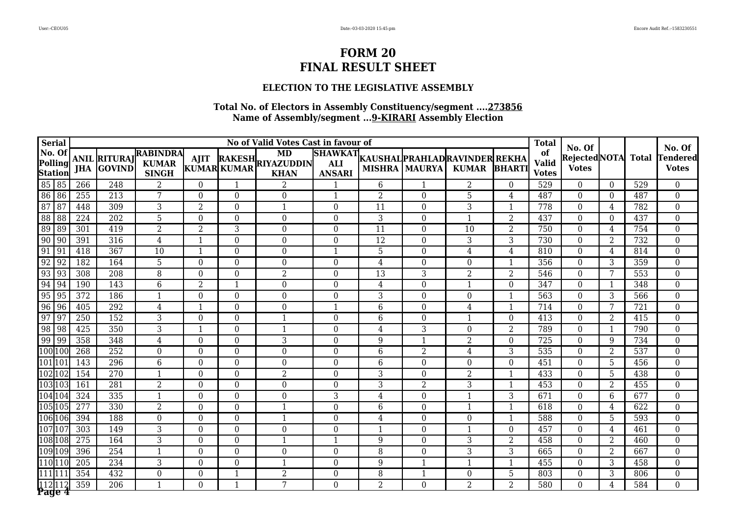# FORM 20
# FINAL RESULT SHEET

### ELECTION TO THE LEGISLATIVE ASSEMBLY

**Total No. of Electors in Assembly Constituency/segment ....273856**
**Name of Assembly/segment ...9-KIRARI Assembly Election**

| Serial No. Of Polling Station | | No of Valid Votes Cast in favour of | | | | | | | | | | | Total of Valid Votes | No. Of Rejected Votes | NOTA | Total | No. Of Tendered Votes |
|---|---|---|---|---|---|---|---|---|---|---|---|---|---|---|---|---|---|
| | | ANIL JHA | RITURAJ GOVIND | RABINDRA KUMAR SINGH | AJIT KUMAR | RAKESH KUMAR | MD RIYAZUDDIN KHAN | SHAWKAT ALI ANSARI | KAUSHAL MISHRA | PRAHLAD MAURYA | RAVINDER KUMAR | REKHA BHARTI | | | | | |
| 85 | 85 | 266 | 248 | 2 | 0 | 1 | 2 | 1 | 6 | 1 | 2 | 0 | 529 | 0 | 0 | 529 | 0 |
| 86 | 86 | 255 | 213 | 7 | 0 | 0 | 0 | 1 | 2 | 0 | 5 | 4 | 487 | 0 | 0 | 487 | 0 |
| 87 | 87 | 448 | 309 | 3 | 2 | 0 | 1 | 0 | 11 | 0 | 3 | 1 | 778 | 0 | 4 | 782 | 0 |
| 88 | 88 | 224 | 202 | 5 | 0 | 0 | 0 | 0 | 3 | 0 | 1 | 2 | 437 | 0 | 0 | 437 | 0 |
| 89 | 89 | 301 | 419 | 2 | 2 | 3 | 0 | 0 | 11 | 0 | 10 | 2 | 750 | 0 | 4 | 754 | 0 |
| 90 | 90 | 391 | 316 | 4 | 1 | 0 | 0 | 0 | 12 | 0 | 3 | 3 | 730 | 0 | 2 | 732 | 0 |
| 91 | 91 | 418 | 367 | 10 | 1 | 0 | 0 | 1 | 5 | 0 | 4 | 4 | 810 | 0 | 4 | 814 | 0 |
| 92 | 92 | 182 | 164 | 5 | 0 | 0 | 0 | 0 | 4 | 0 | 0 | 1 | 356 | 0 | 3 | 359 | 0 |
| 93 | 93 | 308 | 208 | 8 | 0 | 0 | 2 | 0 | 13 | 3 | 2 | 2 | 546 | 0 | 7 | 553 | 0 |
| 94 | 94 | 190 | 143 | 6 | 2 | 1 | 0 | 0 | 4 | 0 | 1 | 0 | 347 | 0 | 1 | 348 | 0 |
| 95 | 95 | 372 | 186 | 1 | 0 | 0 | 0 | 0 | 3 | 0 | 0 | 1 | 563 | 0 | 3 | 566 | 0 |
| 96 | 96 | 405 | 292 | 4 | 1 | 0 | 0 | 1 | 6 | 0 | 4 | 1 | 714 | 0 | 7 | 721 | 0 |
| 97 | 97 | 250 | 152 | 3 | 0 | 0 | 1 | 0 | 6 | 0 | 1 | 0 | 413 | 0 | 2 | 415 | 0 |
| 98 | 98 | 425 | 350 | 3 | 1 | 0 | 1 | 0 | 4 | 3 | 0 | 2 | 789 | 0 | 1 | 790 | 0 |
| 99 | 99 | 358 | 348 | 4 | 0 | 0 | 3 | 0 | 9 | 1 | 2 | 0 | 725 | 0 | 9 | 734 | 0 |
| 100 | 100 | 268 | 252 | 0 | 0 | 0 | 0 | 0 | 6 | 2 | 4 | 3 | 535 | 0 | 2 | 537 | 0 |
| 101 | 101 | 143 | 296 | 6 | 0 | 0 | 0 | 0 | 6 | 0 | 0 | 0 | 451 | 0 | 5 | 456 | 0 |
| 102 | 102 | 154 | 270 | 1 | 0 | 0 | 2 | 0 | 3 | 0 | 2 | 1 | 433 | 0 | 5 | 438 | 0 |
| 103 | 103 | 161 | 281 | 2 | 0 | 0 | 0 | 0 | 3 | 2 | 3 | 1 | 453 | 0 | 2 | 455 | 0 |
| 104 | 104 | 324 | 335 | 1 | 0 | 0 | 0 | 3 | 4 | 0 | 1 | 3 | 671 | 0 | 6 | 677 | 0 |
| 105 | 105 | 277 | 330 | 2 | 0 | 0 | 1 | 0 | 6 | 0 | 1 | 1 | 618 | 0 | 4 | 622 | 0 |
| 106 | 106 | 394 | 188 | 0 | 0 | 0 | 1 | 0 | 4 | 0 | 0 | 1 | 588 | 0 | 5 | 593 | 0 |
| 107 | 107 | 303 | 149 | 3 | 0 | 0 | 0 | 0 | 1 | 0 | 1 | 0 | 457 | 0 | 4 | 461 | 0 |
| 108 | 108 | 275 | 164 | 3 | 0 | 0 | 1 | 1 | 9 | 0 | 3 | 2 | 458 | 0 | 2 | 460 | 0 |
| 109 | 109 | 396 | 254 | 1 | 0 | 0 | 0 | 0 | 8 | 0 | 3 | 3 | 665 | 0 | 2 | 667 | 0 |
| 110 | 110 | 205 | 234 | 3 | 0 | 0 | 1 | 0 | 9 | 1 | 1 | 1 | 455 | 0 | 3 | 458 | 0 |
| 111 | 111 | 354 | 432 | 0 | 0 | 1 | 2 | 0 | 8 | 1 | 0 | 5 | 803 | 0 | 3 | 806 | 0 |
| 112 | 112 | 359 | 206 | 1 | 0 | 1 | 7 | 0 | 2 | 0 | 2 | 2 | 580 | 0 | 4 | 584 | 0 |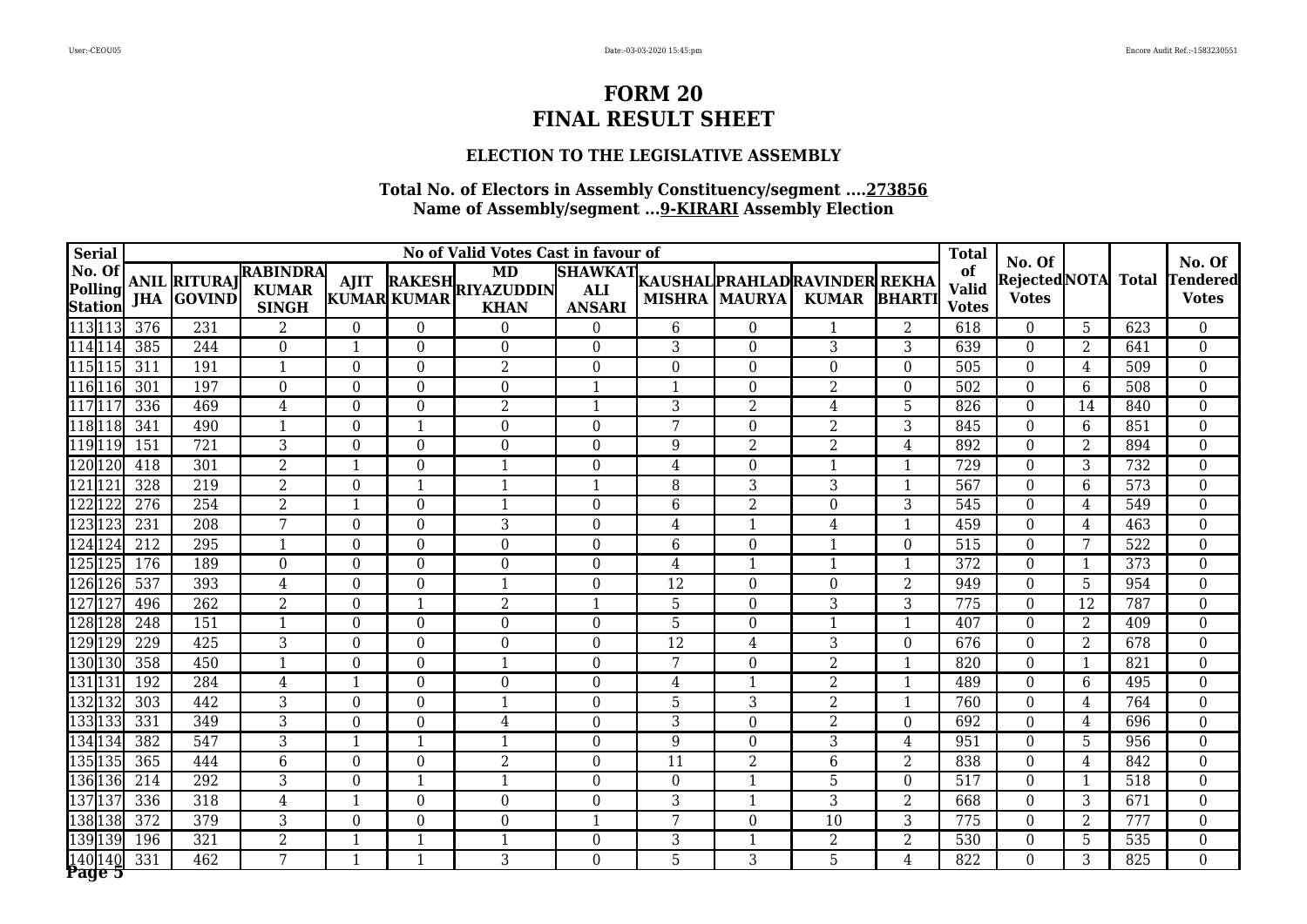# FORM 20
# FINAL RESULT SHEET

### ELECTION TO THE LEGISLATIVE ASSEMBLY

**Total No. of Electors in Assembly Constituency/segment ....273856**
**Name of Assembly/segment ...9-KIRARI Assembly Election**

| Serial No. Of Polling Station | | No of Valid Votes Cast in favour of | | | | | | | | | | | Total of Valid Votes | No. Of Rejected Votes | NOTA | Total | No. Of Tendered Votes |
|---|---|---|---|---|---|---|---|---|---|---|---|---|---|---|---|---|---|
| | | ANIL JHA | RITURAJ GOVIND | RABINDRA KUMAR SINGH | AJIT KUMAR | RAKESH KUMAR | MD RIYAZUDDIN KHAN | SHAWKAT ALI ANSARI | KAUSHAL MISHRA | PRAHLAD MAURYA | RAVINDER KUMAR | REKHA BHARTI | | | | | |
| 113 | 113 | 376 | 231 | 2 | 0 | 0 | 0 | 0 | 6 | 0 | 1 | 2 | 618 | 0 | 5 | 623 | 0 |
| 114 | 114 | 385 | 244 | 0 | 1 | 0 | 0 | 0 | 3 | 0 | 3 | 3 | 639 | 0 | 2 | 641 | 0 |
| 115 | 115 | 311 | 191 | 1 | 0 | 0 | 2 | 0 | 0 | 0 | 0 | 0 | 505 | 0 | 4 | 509 | 0 |
| 116 | 116 | 301 | 197 | 0 | 0 | 0 | 0 | 1 | 1 | 0 | 2 | 0 | 502 | 0 | 6 | 508 | 0 |
| 117 | 117 | 336 | 469 | 4 | 0 | 0 | 2 | 1 | 3 | 2 | 4 | 5 | 826 | 0 | 14 | 840 | 0 |
| 118 | 118 | 341 | 490 | 1 | 0 | 1 | 0 | 0 | 7 | 0 | 2 | 3 | 845 | 0 | 6 | 851 | 0 |
| 119 | 119 | 151 | 721 | 3 | 0 | 0 | 0 | 0 | 9 | 2 | 2 | 4 | 892 | 0 | 2 | 894 | 0 |
| 120 | 120 | 418 | 301 | 2 | 1 | 0 | 1 | 0 | 4 | 0 | 1 | 1 | 729 | 0 | 3 | 732 | 0 |
| 121 | 121 | 328 | 219 | 2 | 0 | 1 | 1 | 1 | 8 | 3 | 3 | 1 | 567 | 0 | 6 | 573 | 0 |
| 122 | 122 | 276 | 254 | 2 | 1 | 0 | 1 | 0 | 6 | 2 | 0 | 3 | 545 | 0 | 4 | 549 | 0 |
| 123 | 123 | 231 | 208 | 7 | 0 | 0 | 3 | 0 | 4 | 1 | 4 | 1 | 459 | 0 | 4 | 463 | 0 |
| 124 | 124 | 212 | 295 | 1 | 0 | 0 | 0 | 0 | 6 | 0 | 1 | 0 | 515 | 0 | 7 | 522 | 0 |
| 125 | 125 | 176 | 189 | 0 | 0 | 0 | 0 | 0 | 4 | 1 | 1 | 1 | 372 | 0 | 1 | 373 | 0 |
| 126 | 126 | 537 | 393 | 4 | 0 | 0 | 1 | 0 | 12 | 0 | 0 | 2 | 949 | 0 | 5 | 954 | 0 |
| 127 | 127 | 496 | 262 | 2 | 0 | 1 | 2 | 1 | 5 | 0 | 3 | 3 | 775 | 0 | 12 | 787 | 0 |
| 128 | 128 | 248 | 151 | 1 | 0 | 0 | 0 | 0 | 5 | 0 | 1 | 1 | 407 | 0 | 2 | 409 | 0 |
| 129 | 129 | 229 | 425 | 3 | 0 | 0 | 0 | 0 | 12 | 4 | 3 | 0 | 676 | 0 | 2 | 678 | 0 |
| 130 | 130 | 358 | 450 | 1 | 0 | 0 | 1 | 0 | 7 | 0 | 2 | 1 | 820 | 0 | 1 | 821 | 0 |
| 131 | 131 | 192 | 284 | 4 | 1 | 0 | 0 | 0 | 4 | 1 | 2 | 1 | 489 | 0 | 6 | 495 | 0 |
| 132 | 132 | 303 | 442 | 3 | 0 | 0 | 1 | 0 | 5 | 3 | 2 | 1 | 760 | 0 | 4 | 764 | 0 |
| 133 | 133 | 331 | 349 | 3 | 0 | 0 | 4 | 0 | 3 | 0 | 2 | 0 | 692 | 0 | 4 | 696 | 0 |
| 134 | 134 | 382 | 547 | 3 | 1 | 1 | 1 | 0 | 9 | 0 | 3 | 4 | 951 | 0 | 5 | 956 | 0 |
| 135 | 135 | 365 | 444 | 6 | 0 | 0 | 2 | 0 | 11 | 2 | 6 | 2 | 838 | 0 | 4 | 842 | 0 |
| 136 | 136 | 214 | 292 | 3 | 0 | 1 | 1 | 0 | 0 | 1 | 5 | 0 | 517 | 0 | 1 | 518 | 0 |
| 137 | 137 | 336 | 318 | 4 | 1 | 0 | 0 | 0 | 3 | 1 | 3 | 2 | 668 | 0 | 3 | 671 | 0 |
| 138 | 138 | 372 | 379 | 3 | 0 | 0 | 0 | 1 | 7 | 0 | 10 | 3 | 775 | 0 | 2 | 777 | 0 |
| 139 | 139 | 196 | 321 | 2 | 1 | 1 | 1 | 0 | 3 | 1 | 2 | 2 | 530 | 0 | 5 | 535 | 0 |
| 140 | 140 | 331 | 462 | 7 | 1 | 1 | 3 | 0 | 5 | 3 | 5 | 4 | 822 | 0 | 3 | 825 | 0 |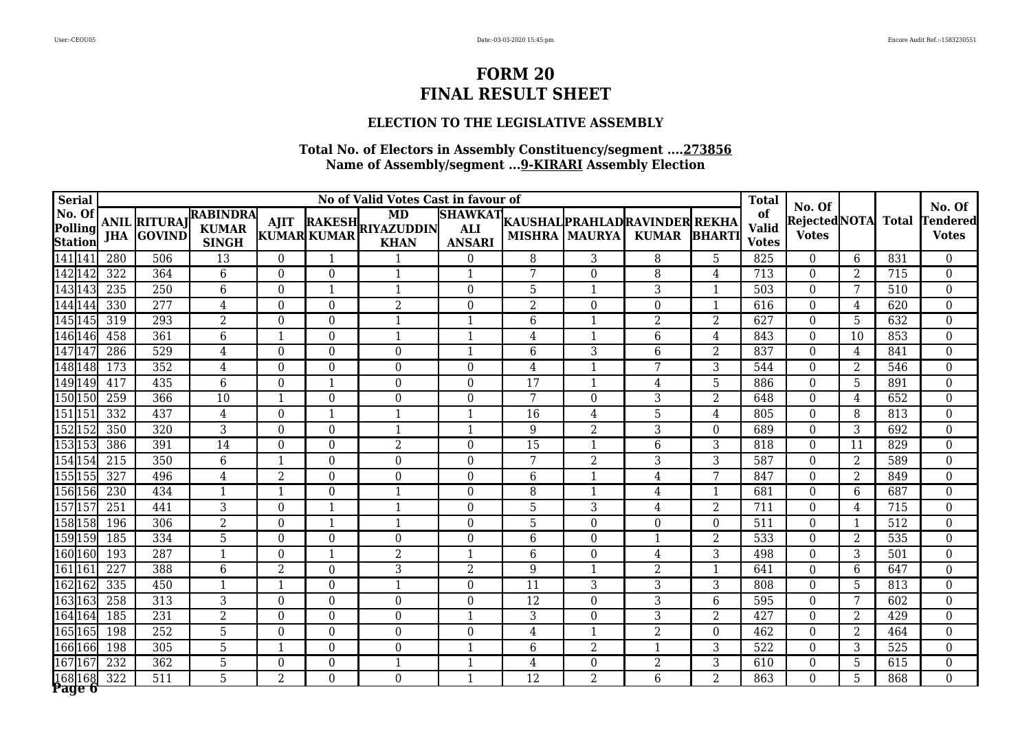# FORM 20
# FINAL RESULT SHEET

### ELECTION TO THE LEGISLATIVE ASSEMBLY

**Total No. of Electors in Assembly Constituency/segment ....273856**
**Name of Assembly/segment ...9-KIRARI Assembly Election**

| Serial No. Of Polling Station | | ANIL JHA | RITURAJ GOVIND | RABINDRA KUMAR SINGH | AJIT KUMAR | RAKESH KUMAR | MD RIYAZUDDIN KHAN | SHAWKAT ALI ANSARI | KAUSHAL MISHRA | PRAHLAD MAURYA | RAVINDER KUMAR | REKHA BHARTI | Total of Valid Votes | No. Of Rejected Votes | NOTA | Total | No. Of Tendered Votes |
|---|---|---|---|---|---|---|---|---|---|---|---|---|---|---|---|---|---|
| 141 | 141 | 280 | 506 | 13 | 0 | 1 | 1 | 0 | 8 | 3 | 8 | 5 | 825 | 0 | 6 | 831 | 0 |
| 142 | 142 | 322 | 364 | 6 | 0 | 0 | 1 | 1 | 7 | 0 | 8 | 4 | 713 | 0 | 2 | 715 | 0 |
| 143 | 143 | 235 | 250 | 6 | 0 | 1 | 1 | 0 | 5 | 1 | 3 | 1 | 503 | 0 | 7 | 510 | 0 |
| 144 | 144 | 330 | 277 | 4 | 0 | 0 | 2 | 0 | 2 | 0 | 0 | 1 | 616 | 0 | 4 | 620 | 0 |
| 145 | 145 | 319 | 293 | 2 | 0 | 0 | 1 | 1 | 6 | 1 | 2 | 2 | 627 | 0 | 5 | 632 | 0 |
| 146 | 146 | 458 | 361 | 6 | 1 | 0 | 1 | 1 | 4 | 1 | 6 | 4 | 843 | 0 | 10 | 853 | 0 |
| 147 | 147 | 286 | 529 | 4 | 0 | 0 | 0 | 1 | 6 | 3 | 6 | 2 | 837 | 0 | 4 | 841 | 0 |
| 148 | 148 | 173 | 352 | 4 | 0 | 0 | 0 | 0 | 4 | 1 | 7 | 3 | 544 | 0 | 2 | 546 | 0 |
| 149 | 149 | 417 | 435 | 6 | 0 | 1 | 0 | 0 | 17 | 1 | 4 | 5 | 886 | 0 | 5 | 891 | 0 |
| 150 | 150 | 259 | 366 | 10 | 1 | 0 | 0 | 0 | 7 | 0 | 3 | 2 | 648 | 0 | 4 | 652 | 0 |
| 151 | 151 | 332 | 437 | 4 | 0 | 1 | 1 | 1 | 16 | 4 | 5 | 4 | 805 | 0 | 8 | 813 | 0 |
| 152 | 152 | 350 | 320 | 3 | 0 | 0 | 1 | 1 | 9 | 2 | 3 | 0 | 689 | 0 | 3 | 692 | 0 |
| 153 | 153 | 386 | 391 | 14 | 0 | 0 | 2 | 0 | 15 | 1 | 6 | 3 | 818 | 0 | 11 | 829 | 0 |
| 154 | 154 | 215 | 350 | 6 | 1 | 0 | 0 | 0 | 7 | 2 | 3 | 3 | 587 | 0 | 2 | 589 | 0 |
| 155 | 155 | 327 | 496 | 4 | 2 | 0 | 0 | 0 | 6 | 1 | 4 | 7 | 847 | 0 | 2 | 849 | 0 |
| 156 | 156 | 230 | 434 | 1 | 1 | 0 | 1 | 0 | 8 | 1 | 4 | 1 | 681 | 0 | 6 | 687 | 0 |
| 157 | 157 | 251 | 441 | 3 | 0 | 1 | 1 | 0 | 5 | 3 | 4 | 2 | 711 | 0 | 4 | 715 | 0 |
| 158 | 158 | 196 | 306 | 2 | 0 | 1 | 1 | 0 | 5 | 0 | 0 | 0 | 511 | 0 | 1 | 512 | 0 |
| 159 | 159 | 185 | 334 | 5 | 0 | 0 | 0 | 0 | 6 | 0 | 1 | 2 | 533 | 0 | 2 | 535 | 0 |
| 160 | 160 | 193 | 287 | 1 | 0 | 1 | 2 | 1 | 6 | 0 | 4 | 3 | 498 | 0 | 3 | 501 | 0 |
| 161 | 161 | 227 | 388 | 6 | 2 | 0 | 3 | 2 | 9 | 1 | 2 | 1 | 641 | 0 | 6 | 647 | 0 |
| 162 | 162 | 335 | 450 | 1 | 1 | 0 | 1 | 0 | 11 | 3 | 3 | 3 | 808 | 0 | 5 | 813 | 0 |
| 163 | 163 | 258 | 313 | 3 | 0 | 0 | 0 | 0 | 12 | 0 | 3 | 6 | 595 | 0 | 7 | 602 | 0 |
| 164 | 164 | 185 | 231 | 2 | 0 | 0 | 0 | 1 | 3 | 0 | 3 | 2 | 427 | 0 | 2 | 429 | 0 |
| 165 | 165 | 198 | 252 | 5 | 0 | 0 | 0 | 0 | 4 | 1 | 2 | 0 | 462 | 0 | 2 | 464 | 0 |
| 166 | 166 | 198 | 305 | 5 | 1 | 0 | 0 | 1 | 6 | 2 | 1 | 3 | 522 | 0 | 3 | 525 | 0 |
| 167 | 167 | 232 | 362 | 5 | 0 | 0 | 1 | 1 | 4 | 0 | 2 | 3 | 610 | 0 | 5 | 615 | 0 |
| 168 | 168 | 322 | 511 | 5 | 2 | 0 | 0 | 1 | 12 | 2 | 6 | 2 | 863 | 0 | 5 | 868 | 0 |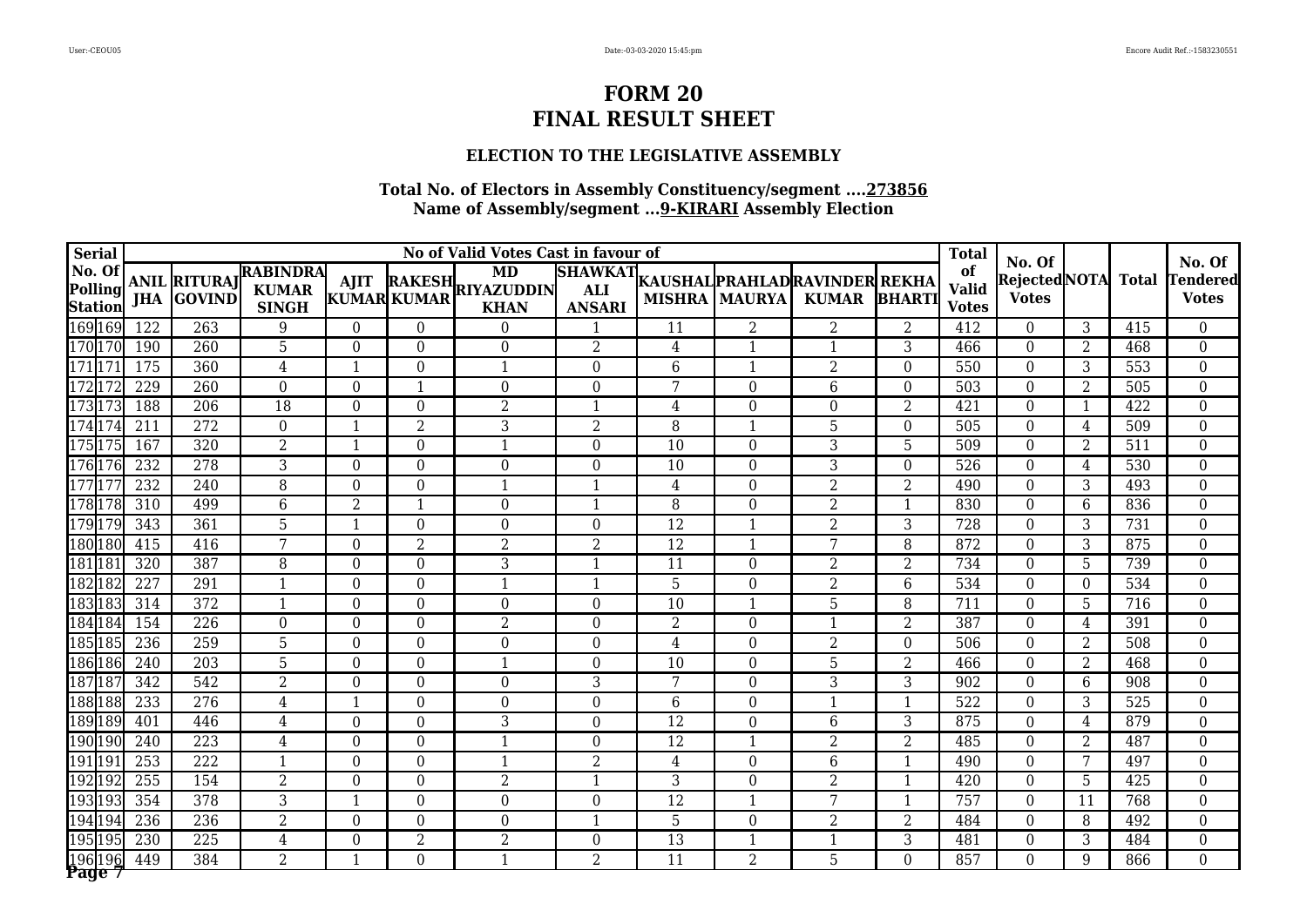# FORM 20
# FINAL RESULT SHEET

### ELECTION TO THE LEGISLATIVE ASSEMBLY

**Total No. of Electors in Assembly Constituency/segment ....273856**
**Name of Assembly/segment ...9-KIRARI Assembly Election**

| Serial No. Of Polling Station | | No of Valid Votes Cast in favour of | | | | | | | | | | | Total of Valid Votes | No. Of Rejected Votes | NOTA | Total | No. Of Tendered Votes |
|---|---|---|---|---|---|---|---|---|---|---|---|---|---|---|---|---|---|
| | | ANIL JHA | RITURAJ GOVIND | RABINDRA KUMAR SINGH | AJIT KUMAR | RAKESH KUMAR | MD RIYAZUDDIN KHAN | SHAWKAT ALI ANSARI | KAUSHAL MISHRA | PRAHLAD MAURYA | RAVINDER KUMAR | REKHA BHARTI | | | | | |
| 169 | 169 | 122 | 263 | 9 | 0 | 0 | 0 | 1 | 11 | 2 | 2 | 2 | 412 | 0 | 3 | 415 | 0 |
| 170 | 170 | 190 | 260 | 5 | 0 | 0 | 0 | 2 | 4 | 1 | 1 | 3 | 466 | 0 | 2 | 468 | 0 |
| 171 | 171 | 175 | 360 | 4 | 1 | 0 | 1 | 0 | 6 | 1 | 2 | 0 | 550 | 0 | 3 | 553 | 0 |
| 172 | 172 | 229 | 260 | 0 | 0 | 1 | 0 | 0 | 7 | 0 | 6 | 0 | 503 | 0 | 2 | 505 | 0 |
| 173 | 173 | 188 | 206 | 18 | 0 | 0 | 2 | 1 | 4 | 0 | 0 | 2 | 421 | 0 | 1 | 422 | 0 |
| 174 | 174 | 211 | 272 | 0 | 1 | 2 | 3 | 2 | 8 | 1 | 5 | 0 | 505 | 0 | 4 | 509 | 0 |
| 175 | 175 | 167 | 320 | 2 | 1 | 0 | 1 | 0 | 10 | 0 | 3 | 5 | 509 | 0 | 2 | 511 | 0 |
| 176 | 176 | 232 | 278 | 3 | 0 | 0 | 0 | 0 | 10 | 0 | 3 | 0 | 526 | 0 | 4 | 530 | 0 |
| 177 | 177 | 232 | 240 | 8 | 0 | 0 | 1 | 1 | 4 | 0 | 2 | 2 | 490 | 0 | 3 | 493 | 0 |
| 178 | 178 | 310 | 499 | 6 | 2 | 1 | 0 | 1 | 8 | 0 | 2 | 1 | 830 | 0 | 6 | 836 | 0 |
| 179 | 179 | 343 | 361 | 5 | 1 | 0 | 0 | 0 | 12 | 1 | 2 | 3 | 728 | 0 | 3 | 731 | 0 |
| 180 | 180 | 415 | 416 | 7 | 0 | 2 | 2 | 2 | 12 | 1 | 7 | 8 | 872 | 0 | 3 | 875 | 0 |
| 181 | 181 | 320 | 387 | 8 | 0 | 0 | 3 | 1 | 11 | 0 | 2 | 2 | 734 | 0 | 5 | 739 | 0 |
| 182 | 182 | 227 | 291 | 1 | 0 | 0 | 1 | 1 | 5 | 0 | 2 | 6 | 534 | 0 | 0 | 534 | 0 |
| 183 | 183 | 314 | 372 | 1 | 0 | 0 | 0 | 0 | 10 | 1 | 5 | 8 | 711 | 0 | 5 | 716 | 0 |
| 184 | 184 | 154 | 226 | 0 | 0 | 0 | 2 | 0 | 2 | 0 | 1 | 2 | 387 | 0 | 4 | 391 | 0 |
| 185 | 185 | 236 | 259 | 5 | 0 | 0 | 0 | 0 | 4 | 0 | 2 | 0 | 506 | 0 | 2 | 508 | 0 |
| 186 | 186 | 240 | 203 | 5 | 0 | 0 | 1 | 0 | 10 | 0 | 5 | 2 | 466 | 0 | 2 | 468 | 0 |
| 187 | 187 | 342 | 542 | 2 | 0 | 0 | 0 | 3 | 7 | 0 | 3 | 3 | 902 | 0 | 6 | 908 | 0 |
| 188 | 188 | 233 | 276 | 4 | 1 | 0 | 0 | 0 | 6 | 0 | 1 | 1 | 522 | 0 | 3 | 525 | 0 |
| 189 | 189 | 401 | 446 | 4 | 0 | 0 | 3 | 0 | 12 | 0 | 6 | 3 | 875 | 0 | 4 | 879 | 0 |
| 190 | 190 | 240 | 223 | 4 | 0 | 0 | 1 | 0 | 12 | 1 | 2 | 2 | 485 | 0 | 2 | 487 | 0 |
| 191 | 191 | 253 | 222 | 1 | 0 | 0 | 1 | 2 | 4 | 0 | 6 | 1 | 490 | 0 | 7 | 497 | 0 |
| 192 | 192 | 255 | 154 | 2 | 0 | 0 | 2 | 1 | 3 | 0 | 2 | 1 | 420 | 0 | 5 | 425 | 0 |
| 193 | 193 | 354 | 378 | 3 | 1 | 0 | 0 | 0 | 12 | 1 | 7 | 1 | 757 | 0 | 11 | 768 | 0 |
| 194 | 194 | 236 | 236 | 2 | 0 | 0 | 0 | 1 | 5 | 0 | 2 | 2 | 484 | 0 | 8 | 492 | 0 |
| 195 | 195 | 230 | 225 | 4 | 0 | 2 | 2 | 0 | 13 | 1 | 1 | 3 | 481 | 0 | 3 | 484 | 0 |
| 196 | 196 | 449 | 384 | 2 | 1 | 0 | 1 | 2 | 11 | 2 | 5 | 0 | 857 | 0 | 9 | 866 | 0 |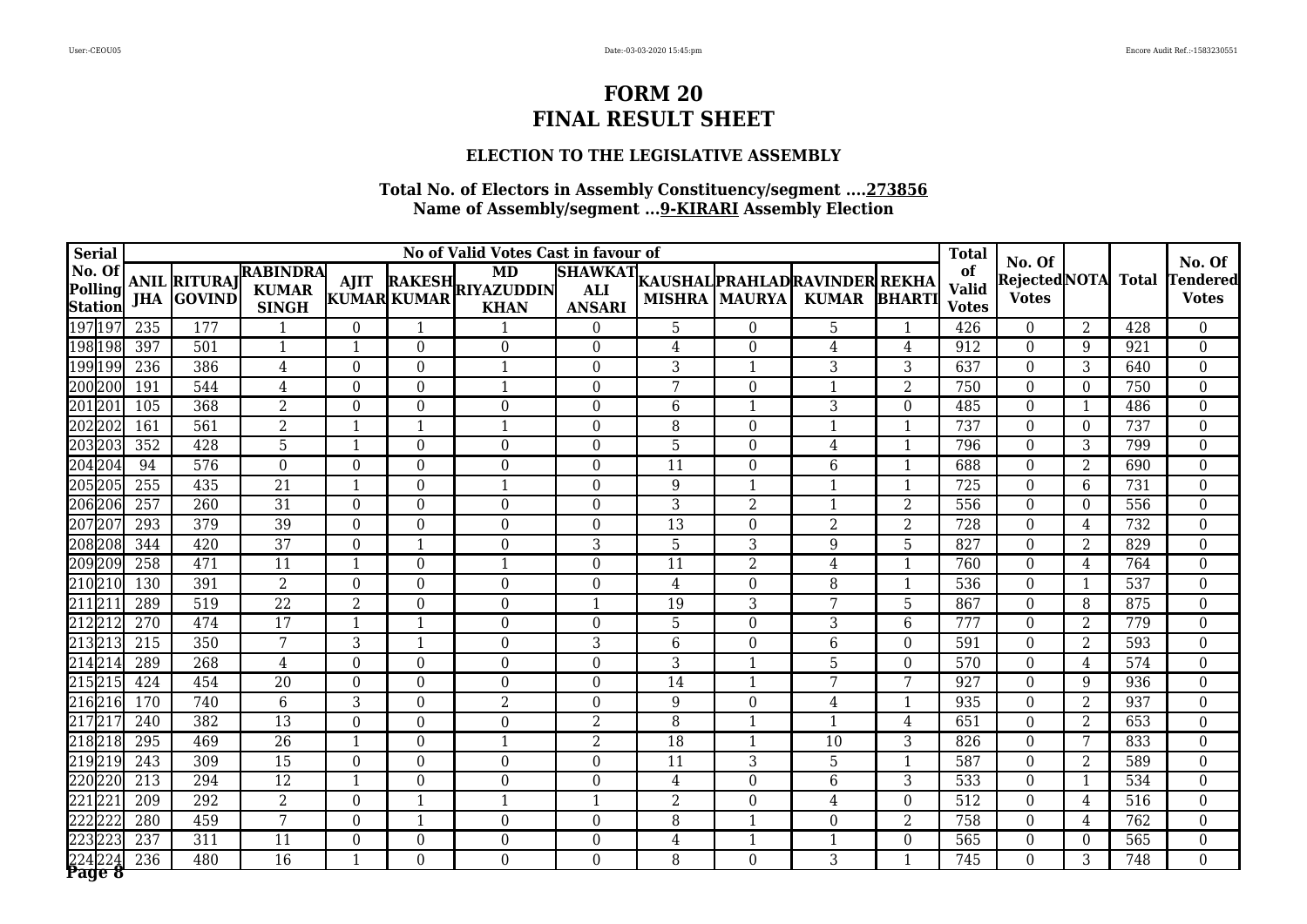# FORM 20
# FINAL RESULT SHEET

### ELECTION TO THE LEGISLATIVE ASSEMBLY

**Total No. of Electors in Assembly Constituency/segment ....273856**
**Name of Assembly/segment ...9-KIRARI Assembly Election**

| Serial No. Of Polling Station | | No of Valid Votes Cast in favour of | | | | | | | | | | | Total of Valid Votes | No. Of Rejected Votes | NOTA | Total | No. Of Tendered Votes |
|---|---|---|---|---|---|---|---|---|---|---|---|---|---|---|---|---|---|
| | | ANIL JHA | RITURAJ GOVIND | RABINDRA KUMAR SINGH | AJIT KUMAR | RAKESH KUMAR | MD RIYAZUDDIN KHAN | SHAWKAT ALI ANSARI | KAUSHAL MISHRA | PRAHLAD MAURYA | RAVINDER KUMAR | REKHA BHARTI | | | | | |
| 197 | 197 | 235 | 177 | 1 | 0 | 1 | 1 | 0 | 5 | 0 | 5 | 1 | 426 | 0 | 2 | 428 | 0 |
| 198 | 198 | 397 | 501 | 1 | 1 | 0 | 0 | 0 | 4 | 0 | 4 | 4 | 912 | 0 | 9 | 921 | 0 |
| 199 | 199 | 236 | 386 | 4 | 0 | 0 | 1 | 0 | 3 | 1 | 3 | 3 | 637 | 0 | 3 | 640 | 0 |
| 200 | 200 | 191 | 544 | 4 | 0 | 0 | 1 | 0 | 7 | 0 | 1 | 2 | 750 | 0 | 0 | 750 | 0 |
| 201 | 201 | 105 | 368 | 2 | 0 | 0 | 0 | 0 | 6 | 1 | 3 | 0 | 485 | 0 | 1 | 486 | 0 |
| 202 | 202 | 161 | 561 | 2 | 1 | 1 | 1 | 0 | 8 | 0 | 1 | 1 | 737 | 0 | 0 | 737 | 0 |
| 203 | 203 | 352 | 428 | 5 | 1 | 0 | 0 | 0 | 5 | 0 | 4 | 1 | 796 | 0 | 3 | 799 | 0 |
| 204 | 204 | 94 | 576 | 0 | 0 | 0 | 0 | 0 | 11 | 0 | 6 | 1 | 688 | 0 | 2 | 690 | 0 |
| 205 | 205 | 255 | 435 | 21 | 1 | 0 | 1 | 0 | 9 | 1 | 1 | 1 | 725 | 0 | 6 | 731 | 0 |
| 206 | 206 | 257 | 260 | 31 | 0 | 0 | 0 | 0 | 3 | 2 | 1 | 2 | 556 | 0 | 0 | 556 | 0 |
| 207 | 207 | 293 | 379 | 39 | 0 | 0 | 0 | 0 | 13 | 0 | 2 | 2 | 728 | 0 | 4 | 732 | 0 |
| 208 | 208 | 344 | 420 | 37 | 0 | 1 | 0 | 3 | 5 | 3 | 9 | 5 | 827 | 0 | 2 | 829 | 0 |
| 209 | 209 | 258 | 471 | 11 | 1 | 0 | 1 | 0 | 11 | 2 | 4 | 1 | 760 | 0 | 4 | 764 | 0 |
| 210 | 210 | 130 | 391 | 2 | 0 | 0 | 0 | 0 | 4 | 0 | 8 | 1 | 536 | 0 | 1 | 537 | 0 |
| 211 | 211 | 289 | 519 | 22 | 2 | 0 | 0 | 1 | 19 | 3 | 7 | 5 | 867 | 0 | 8 | 875 | 0 |
| 212 | 212 | 270 | 474 | 17 | 1 | 1 | 0 | 0 | 5 | 0 | 3 | 6 | 777 | 0 | 2 | 779 | 0 |
| 213 | 213 | 215 | 350 | 7 | 3 | 1 | 0 | 3 | 6 | 0 | 6 | 0 | 591 | 0 | 2 | 593 | 0 |
| 214 | 214 | 289 | 268 | 4 | 0 | 0 | 0 | 0 | 3 | 1 | 5 | 0 | 570 | 0 | 4 | 574 | 0 |
| 215 | 215 | 424 | 454 | 20 | 0 | 0 | 0 | 0 | 14 | 1 | 7 | 7 | 927 | 0 | 9 | 936 | 0 |
| 216 | 216 | 170 | 740 | 6 | 3 | 0 | 2 | 0 | 9 | 0 | 4 | 1 | 935 | 0 | 2 | 937 | 0 |
| 217 | 217 | 240 | 382 | 13 | 0 | 0 | 0 | 2 | 8 | 1 | 1 | 4 | 651 | 0 | 2 | 653 | 0 |
| 218 | 218 | 295 | 469 | 26 | 1 | 0 | 1 | 2 | 18 | 1 | 10 | 3 | 826 | 0 | 7 | 833 | 0 |
| 219 | 219 | 243 | 309 | 15 | 0 | 0 | 0 | 0 | 11 | 3 | 5 | 1 | 587 | 0 | 2 | 589 | 0 |
| 220 | 220 | 213 | 294 | 12 | 1 | 0 | 0 | 0 | 4 | 0 | 6 | 3 | 533 | 0 | 1 | 534 | 0 |
| 221 | 221 | 209 | 292 | 2 | 0 | 1 | 1 | 1 | 2 | 0 | 4 | 0 | 512 | 0 | 4 | 516 | 0 |
| 222 | 222 | 280 | 459 | 7 | 0 | 1 | 0 | 0 | 8 | 1 | 0 | 2 | 758 | 0 | 4 | 762 | 0 |
| 223 | 223 | 237 | 311 | 11 | 0 | 0 | 0 | 0 | 4 | 1 | 1 | 0 | 565 | 0 | 0 | 565 | 0 |
| 224 | 224 | 236 | 480 | 16 | 1 | 0 | 0 | 0 | 8 | 0 | 3 | 1 | 745 | 0 | 3 | 748 | 0 |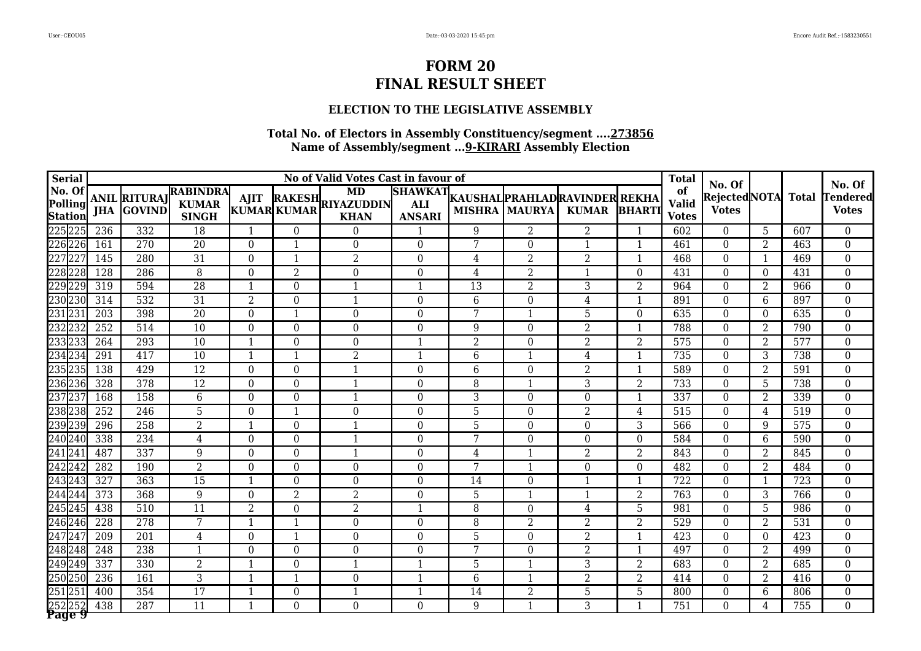# FORM 20
# FINAL RESULT SHEET

### ELECTION TO THE LEGISLATIVE ASSEMBLY

**Total No. of Electors in Assembly Constituency/segment ....273856**
**Name of Assembly/segment ...9-KIRARI Assembly Election**

| Serial No. Of Polling Station | | No of Valid Votes Cast in favour of | | | | | | | | | | | Total of Valid Votes | No. Of Rejected Votes | NOTA | Total | No. Of Tendered Votes |
|---|---|---|---|---|---|---|---|---|---|---|---|---|---|---|---|---|---|
| | | ANIL JHA | RITURAJ GOVIND | RABINDRA KUMAR SINGH | AJIT KUMAR | RAKESH KUMAR | MD RIYAZUDDIN KHAN | SHAWKAT ALI ANSARI | KAUSHAL MISHRA | PRAHLAD MAURYA | RAVINDER KUMAR | REKHA BHARTI | | | | | |
| 225 | 225 | 236 | 332 | 18 | 1 | 0 | 0 | 1 | 9 | 2 | 2 | 1 | 602 | 0 | 5 | 607 | 0 |
| 226 | 226 | 161 | 270 | 20 | 0 | 1 | 0 | 0 | 7 | 0 | 1 | 1 | 461 | 0 | 2 | 463 | 0 |
| 227 | 227 | 145 | 280 | 31 | 0 | 1 | 2 | 0 | 4 | 2 | 2 | 1 | 468 | 0 | 1 | 469 | 0 |
| 228 | 228 | 128 | 286 | 8 | 0 | 2 | 0 | 0 | 4 | 2 | 1 | 0 | 431 | 0 | 0 | 431 | 0 |
| 229 | 229 | 319 | 594 | 28 | 1 | 0 | 1 | 1 | 13 | 2 | 3 | 2 | 964 | 0 | 2 | 966 | 0 |
| 230 | 230 | 314 | 532 | 31 | 2 | 0 | 1 | 0 | 6 | 0 | 4 | 1 | 891 | 0 | 6 | 897 | 0 |
| 231 | 231 | 203 | 398 | 20 | 0 | 1 | 0 | 0 | 7 | 1 | 5 | 0 | 635 | 0 | 0 | 635 | 0 |
| 232 | 232 | 252 | 514 | 10 | 0 | 0 | 0 | 0 | 9 | 0 | 2 | 1 | 788 | 0 | 2 | 790 | 0 |
| 233 | 233 | 264 | 293 | 10 | 1 | 0 | 0 | 1 | 2 | 0 | 2 | 2 | 575 | 0 | 2 | 577 | 0 |
| 234 | 234 | 291 | 417 | 10 | 1 | 1 | 2 | 1 | 6 | 1 | 4 | 1 | 735 | 0 | 3 | 738 | 0 |
| 235 | 235 | 138 | 429 | 12 | 0 | 0 | 1 | 0 | 6 | 0 | 2 | 1 | 589 | 0 | 2 | 591 | 0 |
| 236 | 236 | 328 | 378 | 12 | 0 | 0 | 1 | 0 | 8 | 1 | 3 | 2 | 733 | 0 | 5 | 738 | 0 |
| 237 | 237 | 168 | 158 | 6 | 0 | 0 | 1 | 0 | 3 | 0 | 0 | 1 | 337 | 0 | 2 | 339 | 0 |
| 238 | 238 | 252 | 246 | 5 | 0 | 1 | 0 | 0 | 5 | 0 | 2 | 4 | 515 | 0 | 4 | 519 | 0 |
| 239 | 239 | 296 | 258 | 2 | 1 | 0 | 1 | 0 | 5 | 0 | 0 | 3 | 566 | 0 | 9 | 575 | 0 |
| 240 | 240 | 338 | 234 | 4 | 0 | 0 | 1 | 0 | 7 | 0 | 0 | 0 | 584 | 0 | 6 | 590 | 0 |
| 241 | 241 | 487 | 337 | 9 | 0 | 0 | 1 | 0 | 4 | 1 | 2 | 2 | 843 | 0 | 2 | 845 | 0 |
| 242 | 242 | 282 | 190 | 2 | 0 | 0 | 0 | 0 | 7 | 1 | 0 | 0 | 482 | 0 | 2 | 484 | 0 |
| 243 | 243 | 327 | 363 | 15 | 1 | 0 | 0 | 0 | 14 | 0 | 1 | 1 | 722 | 0 | 1 | 723 | 0 |
| 244 | 244 | 373 | 368 | 9 | 0 | 2 | 2 | 0 | 5 | 1 | 1 | 2 | 763 | 0 | 3 | 766 | 0 |
| 245 | 245 | 438 | 510 | 11 | 2 | 0 | 2 | 1 | 8 | 0 | 4 | 5 | 981 | 0 | 5 | 986 | 0 |
| 246 | 246 | 228 | 278 | 7 | 1 | 1 | 0 | 0 | 8 | 2 | 2 | 2 | 529 | 0 | 2 | 531 | 0 |
| 247 | 247 | 209 | 201 | 4 | 0 | 1 | 0 | 0 | 5 | 0 | 2 | 1 | 423 | 0 | 0 | 423 | 0 |
| 248 | 248 | 248 | 238 | 1 | 0 | 0 | 0 | 0 | 7 | 0 | 2 | 1 | 497 | 0 | 2 | 499 | 0 |
| 249 | 249 | 337 | 330 | 2 | 1 | 0 | 1 | 1 | 5 | 1 | 3 | 2 | 683 | 0 | 2 | 685 | 0 |
| 250 | 250 | 236 | 161 | 3 | 1 | 1 | 0 | 1 | 6 | 1 | 2 | 2 | 414 | 0 | 2 | 416 | 0 |
| 251 | 251 | 400 | 354 | 17 | 1 | 0 | 1 | 1 | 14 | 2 | 5 | 5 | 800 | 0 | 6 | 806 | 0 |
| 252 | 252 | 438 | 287 | 11 | 1 | 0 | 0 | 0 | 9 | 1 | 3 | 1 | 751 | 0 | 4 | 755 | 0 |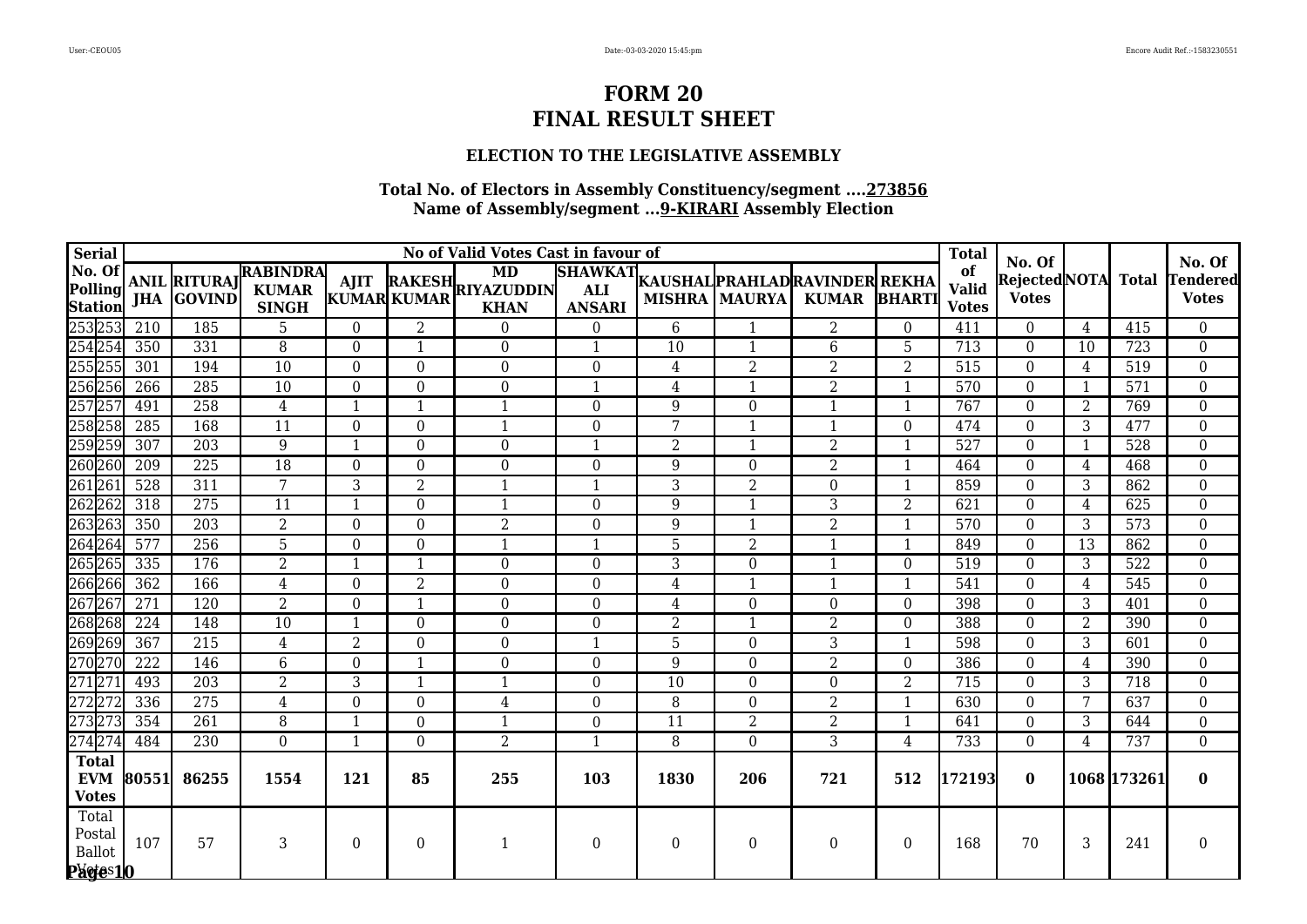# FORM 20
# FINAL RESULT SHEET

### ELECTION TO THE LEGISLATIVE ASSEMBLY

**Total No. of Electors in Assembly Constituency/segment ....273856**
**Name of Assembly/segment ...9-KIRARI Assembly Election**

| Serial No. Of Polling Station | | No of Valid Votes Cast in favour of | | | | | | | | | | | Total of Valid Votes | No. Of Rejected Votes | NOTA | Total | No. Of Tendered Votes |
|---|---|---|---|---|---|---|---|---|---|---|---|---|---|---|---|---|---|
| | | ANIL JHA | RITURAJ GOVIND | RABINDRA KUMAR SINGH | AJIT KUMAR | RAKESH KUMAR | MD RIYAZUDDIN KHAN | SHAWKAT ALI ANSARI | KAUSHAL MISHRA | PRAHLAD MAURYA | RAVINDER KUMAR | REKHA BHARTI | | | | | |
| 253 | 253 | 210 | 185 | 5 | 0 | 2 | 0 | 0 | 6 | 1 | 2 | 0 | 411 | 0 | 4 | 415 | 0 |
| 254 | 254 | 350 | 331 | 8 | 0 | 1 | 0 | 1 | 10 | 1 | 6 | 5 | 713 | 0 | 10 | 723 | 0 |
| 255 | 255 | 301 | 194 | 10 | 0 | 0 | 0 | 0 | 4 | 2 | 2 | 2 | 515 | 0 | 4 | 519 | 0 |
| 256 | 256 | 266 | 285 | 10 | 0 | 0 | 0 | 1 | 4 | 1 | 2 | 1 | 570 | 0 | 1 | 571 | 0 |
| 257 | 257 | 491 | 258 | 4 | 1 | 1 | 1 | 0 | 9 | 0 | 1 | 1 | 767 | 0 | 2 | 769 | 0 |
| 258 | 258 | 285 | 168 | 11 | 0 | 0 | 1 | 0 | 7 | 1 | 1 | 0 | 474 | 0 | 3 | 477 | 0 |
| 259 | 259 | 307 | 203 | 9 | 1 | 0 | 0 | 1 | 2 | 1 | 2 | 1 | 527 | 0 | 1 | 528 | 0 |
| 260 | 260 | 209 | 225 | 18 | 0 | 0 | 0 | 0 | 9 | 0 | 2 | 1 | 464 | 0 | 4 | 468 | 0 |
| 261 | 261 | 528 | 311 | 7 | 3 | 2 | 1 | 1 | 3 | 2 | 0 | 1 | 859 | 0 | 3 | 862 | 0 |
| 262 | 262 | 318 | 275 | 11 | 1 | 0 | 1 | 0 | 9 | 1 | 3 | 2 | 621 | 0 | 4 | 625 | 0 |
| 263 | 263 | 350 | 203 | 2 | 0 | 0 | 2 | 0 | 9 | 1 | 2 | 1 | 570 | 0 | 3 | 573 | 0 |
| 264 | 264 | 577 | 256 | 5 | 0 | 0 | 1 | 1 | 5 | 2 | 1 | 1 | 849 | 0 | 13 | 862 | 0 |
| 265 | 265 | 335 | 176 | 2 | 1 | 1 | 0 | 0 | 3 | 0 | 1 | 0 | 519 | 0 | 3 | 522 | 0 |
| 266 | 266 | 362 | 166 | 4 | 0 | 2 | 0 | 0 | 4 | 1 | 1 | 1 | 541 | 0 | 4 | 545 | 0 |
| 267 | 267 | 271 | 120 | 2 | 0 | 1 | 0 | 0 | 4 | 0 | 0 | 0 | 398 | 0 | 3 | 401 | 0 |
| 268 | 268 | 224 | 148 | 10 | 1 | 0 | 0 | 0 | 2 | 1 | 2 | 0 | 388 | 0 | 2 | 390 | 0 |
| 269 | 269 | 367 | 215 | 4 | 2 | 0 | 0 | 1 | 5 | 0 | 3 | 1 | 598 | 0 | 3 | 601 | 0 |
| 270 | 270 | 222 | 146 | 6 | 0 | 1 | 0 | 0 | 9 | 0 | 2 | 0 | 386 | 0 | 4 | 390 | 0 |
| 271 | 271 | 493 | 203 | 2 | 3 | 1 | 1 | 0 | 10 | 0 | 0 | 2 | 715 | 0 | 3 | 718 | 0 |
| 272 | 272 | 336 | 275 | 4 | 0 | 0 | 4 | 0 | 8 | 0 | 2 | 1 | 630 | 0 | 7 | 637 | 0 |
| 273 | 273 | 354 | 261 | 8 | 1 | 0 | 1 | 0 | 11 | 2 | 2 | 1 | 641 | 0 | 3 | 644 | 0 |
| 274 | 274 | 484 | 230 | 0 | 1 | 0 | 2 | 1 | 8 | 0 | 3 | 4 | 733 | 0 | 4 | 737 | 0 |
| **Total EVM Votes** | | **80551** | **86255** | **1554** | **121** | **85** | **255** | **103** | **1830** | **206** | **721** | **512** | **172193** | **0** | **1068** | **173261** | **0** |
| Total Postal Ballot Votes | | 107 | 57 | 3 | 0 | 0 | 1 | 0 | 0 | 0 | 0 | 0 | 168 | 70 | 3 | 241 | 0 |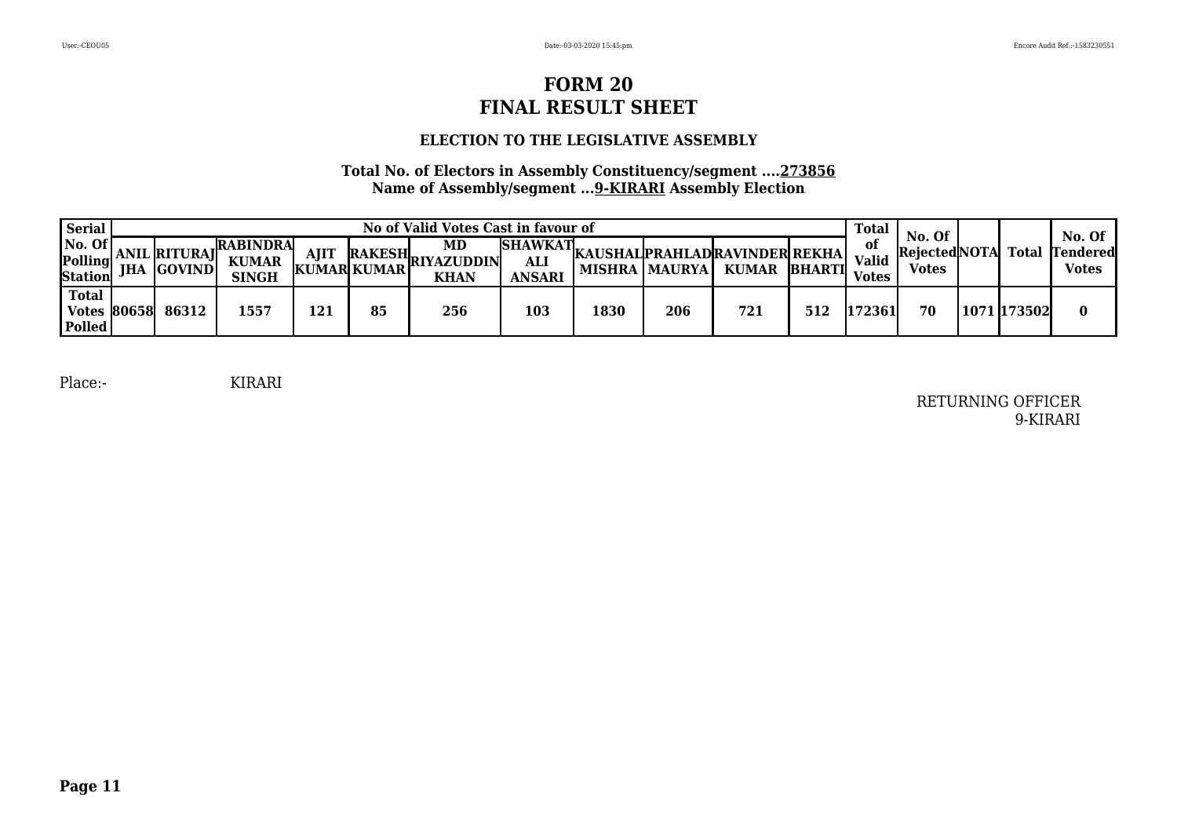# FORM 20
# FINAL RESULT SHEET

### ELECTION TO THE LEGISLATIVE ASSEMBLY

**Total No. of Electors in Assembly Constituency/segment ....273856**
**Name of Assembly/segment ...9-KIRARI Assembly Election**

| Serial No. Of Polling Station | No of Valid Votes Cast in favour of | | | | | | | | | | | Total of Valid Votes | No. Of Rejected Votes | NOTA | Total | No. Of Tendered Votes |
|---|---|---|---|---|---|---|---|---|---|---|---|---|---|---|---|---|
| | ANIL JHA | RITURAJ GOVIND | RABINDRA KUMAR SINGH | AJIT KUMAR | RAKESH KUMAR | MD RIYAZUDDIN KHAN | SHAWKAT ALI ANSARI | KAUSHAL MISHRA | PRAHLAD MAURYA | RAVINDER KUMAR | REKHA BHARTI | | | | | |
| Total Votes Polled | 80658 | 86312 | 1557 | 121 | 85 | 256 | 103 | 1830 | 206 | 721 | 512 | 172361 | 70 | 1071 | 173502 | 0 |

Place:- KIRARI

RETURNING OFFICER
9-KIRARI